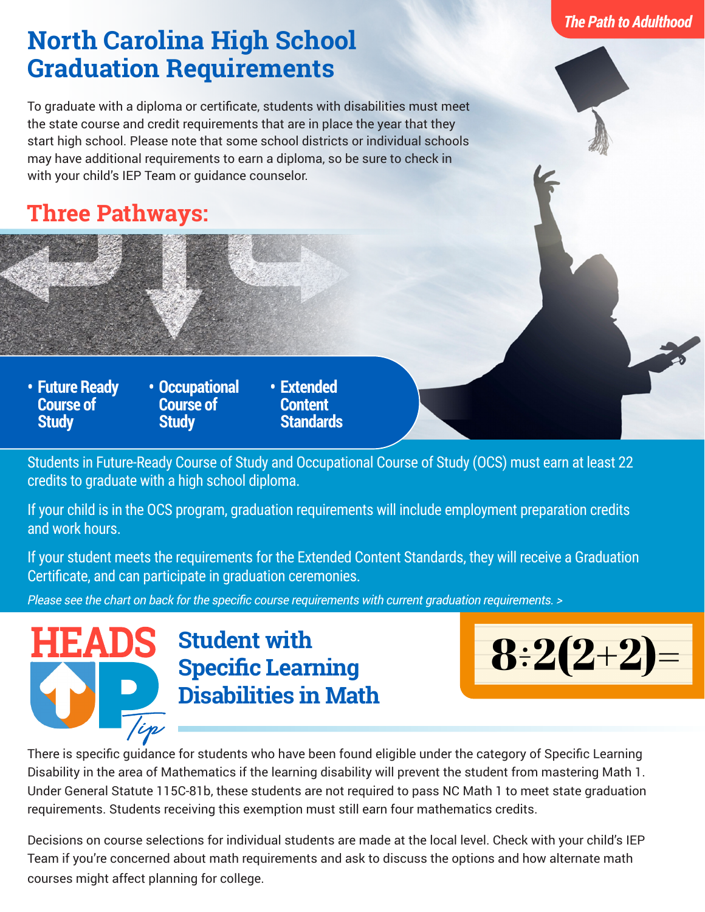The Path to Adulthood

# North Carolina High School Graduation Requirements

To graduate with a diploma or certificate, students with disabilities must meet the state course and credit requirements that are in place the year that they start high school. Please note that some school districts or individual schools may have additional requirements to earn a diploma, so be sure to check in with your child's IEP Team or guidance counselor.

## Three Pathways:

- **Future Ready Course of Study**
- **Occupational Course of Study**
- **Extended Content Standards**

Students in Future-Ready Course of Study and Occupational Course of Study (OCS) must earn at least 22 credits to graduate with a high school diploma.

If your child is in the OCS program, graduation requirements will include employment preparation credits and work hours.

If your student meets the requirements for the Extended Content Standards, they will receive a Graduation Certificate, and can participate in graduation ceremonies.

*Please see the chart on back for the specific course requirements with current graduation requirements. >*

## HEADS UP Tip

## Student with Specific Learning Disabilities in Math

$8 \div 2(2+2) =$

There is specific guidance for students who have been found eligible under the category of Specific Learning Disability in the area of Mathematics if the learning disability will prevent the student from mastering Math 1. Under General Statute 115C-81b, these students are not required to pass NC Math 1 to meet state graduation requirements. Students receiving this exemption must still earn four mathematics credits.

Decisions on course selections for individual students are made at the local level. Check with your child's IEP Team if you're concerned about math requirements and ask to discuss the options and how alternate math courses might affect planning for college.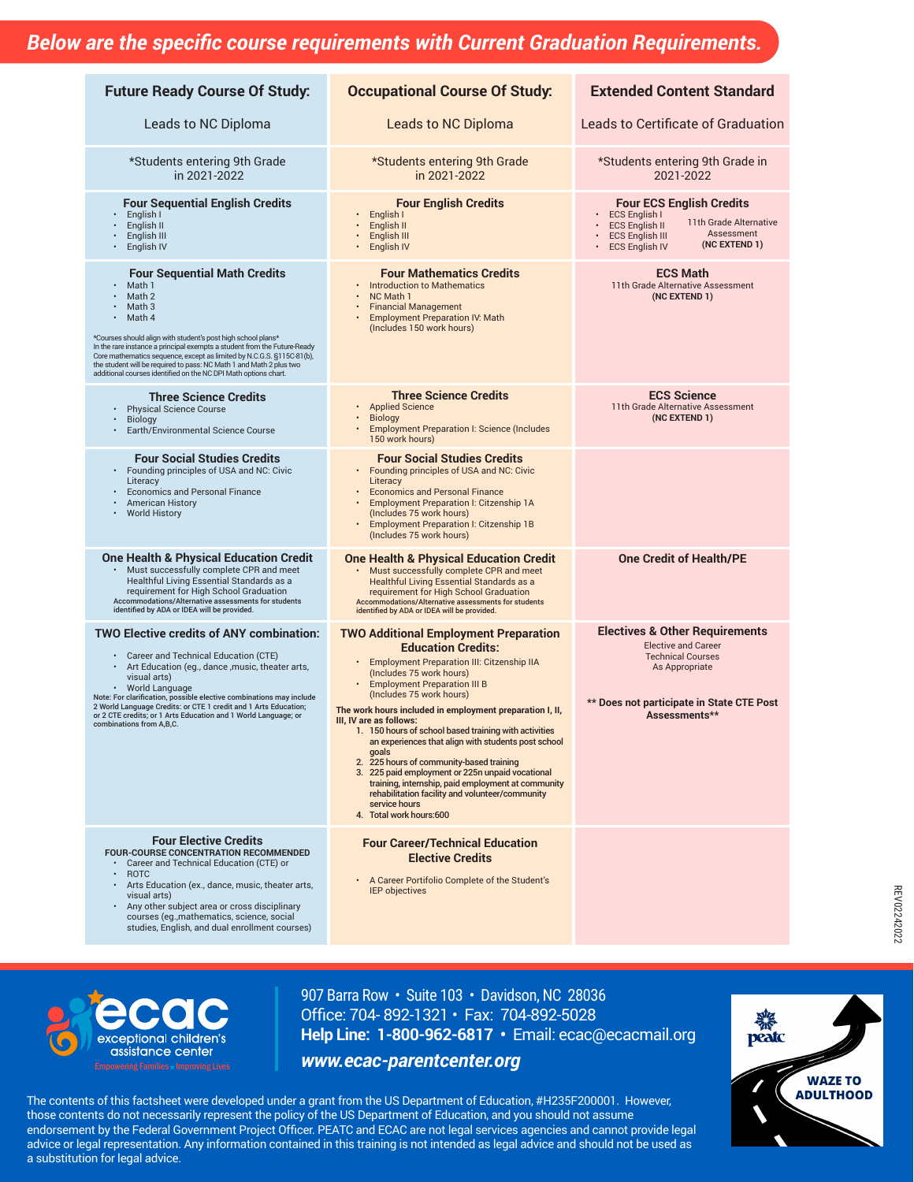## *Below are the specific course requirements with Current Graduation Requirements.*

| **Future Ready Course Of Study:** Leads to NC Diploma | **Occupational Course Of Study:** Leads to NC Diploma | **Extended Content Standard** Leads to Certificate of Graduation |
|---|---|---|
| *Students entering 9th Grade in 2021-2022 | *Students entering 9th Grade in 2021-2022 | *Students entering 9th Grade in 2021-2022 |
| **Four Sequential English Credits**<br>• English I<br>• English II<br>• English III<br>• English IV | **Four English Credits**<br>• English I<br>• English II<br>• English III<br>• English IV | **Four ECS English Credits**<br>• ECS English I<br>• ECS English II<br>• ECS English III<br>• ECS English IV<br>11th Grade Alternative Assessment **(NC EXTEND 1)** |
| **Four Sequential Math Credits**<br>• Math 1<br>• Math 2<br>• Math 3<br>• Math 4<br>*Courses should align with student's post high school plans*<br>In the rare instance a principal exempts a student from the Future-Ready Core mathematics sequence, except as limited by N.C.G.S. §115C-81(b), the student will be required to pass: NC Math 1 and Math 2 plus two additional courses identified on the NC DPI Math options chart. | **Four Mathematics Credits**<br>• Introduction to Mathematics<br>• NC Math 1<br>• Financial Management<br>• Employment Preparation IV: Math (Includes 150 work hours) | **ECS Math**<br>11th Grade Alternative Assessment **(NC EXTEND 1)** |
| **Three Science Credits**<br>• Physical Science Course<br>• Biology<br>• Earth/Environmental Science Course | **Three Science Credits**<br>• Applied Science<br>• Biology<br>• Employment Preparation I: Science (Includes 150 work hours) | **ECS Science**<br>11th Grade Alternative Assessment **(NC EXTEND 1)** |
| **Four Social Studies Credits**<br>• Founding principles of USA and NC: Civic Literacy<br>• Economics and Personal Finance<br>• American History<br>• World History | **Four Social Studies Credits**<br>• Founding principles of USA and NC: Civic Literacy<br>• Economics and Personal Finance<br>• Employment Preparation I: Citzenship 1A (Includes 75 work hours)<br>• Employment Preparation I: Citzenship 1B (Includes 75 work hours) | |
| **One Health & Physical Education Credit**<br>• Must successfully complete CPR and meet Healthful Living Essential Standards as a requirement for High School Graduation<br>Accommodations/Alternative assessments for students identified by ADA or IDEA will be provided. | **One Health & Physical Education Credit**<br>• Must successfully complete CPR and meet Healthful Living Essential Standards as a requirement for High School Graduation<br>Accommodations/Alternative assessments for students identified by ADA or IDEA will be provided. | **One Credit of Health/PE** |
| **TWO Elective credits of ANY combination:**<br>• Career and Technical Education (CTE)<br>• Art Education (eg., dance ,music, theater arts, visual arts)<br>• World Language<br>Note: For clarification, possible elective combinations may include 2 World Language Credits: or CTE 1 credit and 1 Arts Education; or 2 CTE credits; or 1 Arts Education and 1 World Language; or combinations from A,B,C. | **TWO Additional Employment Preparation Education Credits:**<br>• Employment Preparation III: Citzenship IIA (Includes 75 work hours)<br>• Employment Preparation III B (Includes 75 work hours)<br>**The work hours included in employment preparation I, II, III, IV are as follows:**<br>1. 150 hours of school based training with activities an experiences that align with students post school goals<br>2. 225 hours of community-based training<br>3. 225 paid employment or 225n unpaid vocational training, internship, paid employment at community rehabilitation facility and volunteer/community service hours<br>4. Total work hours:600 | **Electives & Other Requirements**<br>Elective and Career Technical Courses As Appropriate<br>**** Does not participate in State CTE Post Assessments**** |
| **Four Elective Credits**<br>**FOUR-COURSE CONCENTRATION RECOMMENDED**<br>• Career and Technical Education (CTE) or<br>• ROTC<br>• Arts Education (ex., dance, music, theater arts, visual arts)<br>• Any other subject area or cross disciplinary courses (eg.,mathematics, science, social studies, English, and dual enrollment courses) | **Four Career/Technical Education Elective Credits**<br>• A Career Portifolio Complete of the Student's IEP objectives | |

REV02242022

ecac exceptional children's assistance center
Empowering Families • Improving Lives

907 Barra Row • Suite 103 • Davidson, NC 28036
Office: 704- 892-1321 • Fax: 704-892-5028
**Help Line: 1-800-962-6817** • Email: ecac@ecacmail.org
***www.ecac-parentcenter.org***

peatc
WAZE TO ADULTHOOD

The contents of this factsheet were developed under a grant from the US Department of Education, #H235F200001. However, those contents do not necessarily represent the policy of the US Department of Education, and you should not assume endorsement by the Federal Government Project Officer. PEATC and ECAC are not legal services agencies and cannot provide legal advice or legal representation. Any information contained in this training is not intended as legal advice and should not be used as a substitution for legal advice.